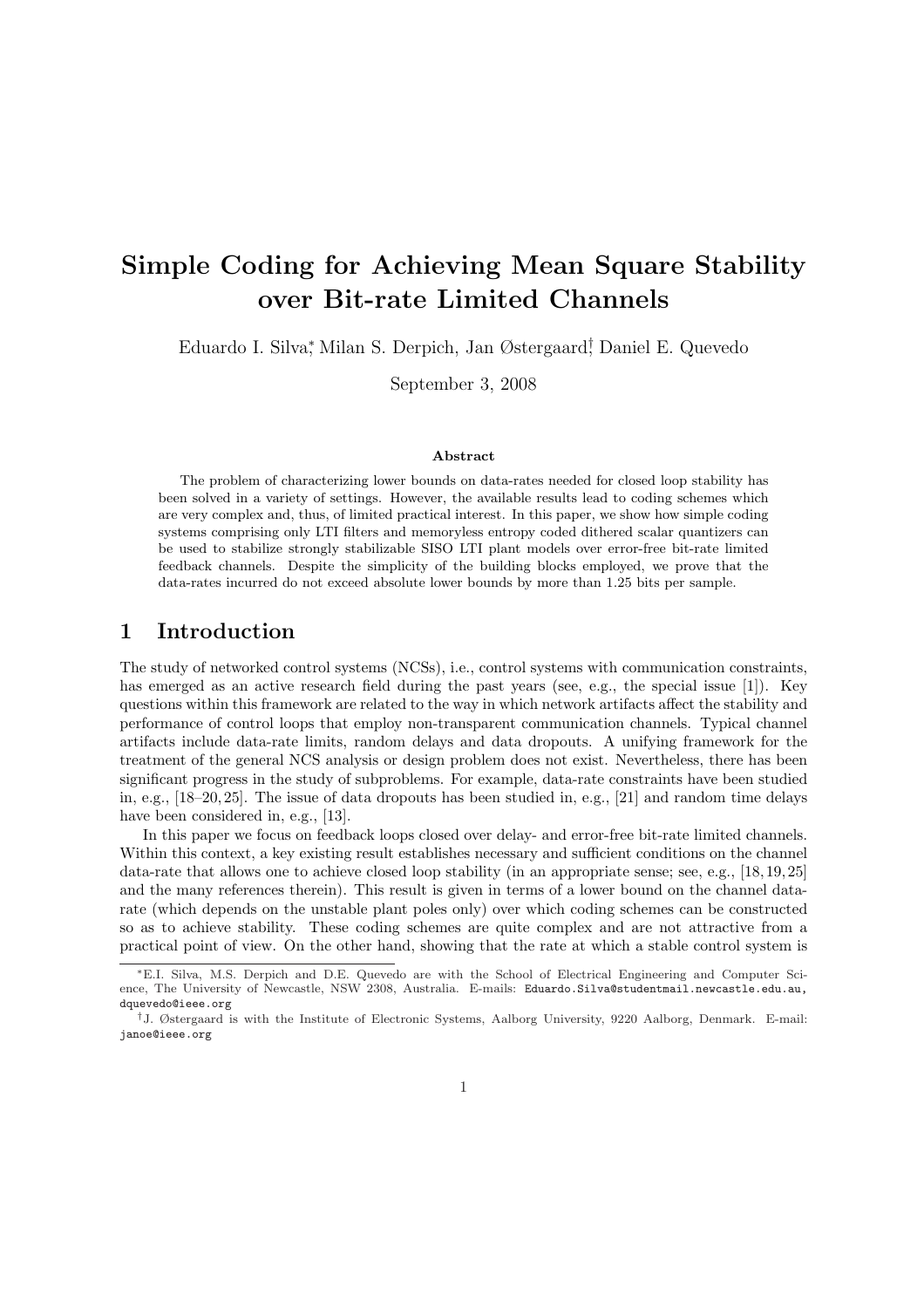# Simple Coding for Achieving Mean Square Stability over Bit-rate Limited Channels

Eduardo I. Silva,* Milan S. Derpich, Jan Østergaard,† Daniel E. Quevedo

September 3, 2008

### Abstract

The problem of characterizing lower bounds on data-rates needed for closed loop stability has been solved in a variety of settings. However, the available results lead to coding schemes which are very complex and, thus, of limited practical interest. In this paper, we show how simple coding systems comprising only LTI filters and memoryless entropy coded dithered scalar quantizers can be used to stabilize strongly stabilizable SISO LTI plant models over error-free bit-rate limited feedback channels. Despite the simplicity of the building blocks employed, we prove that the data-rates incurred do not exceed absolute lower bounds by more than 1.25 bits per sample.

## 1 Introduction

The study of networked control systems (NCSs), i.e., control systems with communication constraints, has emerged as an active research field during the past years (see, e.g., the special issue [1]). Key questions within this framework are related to the way in which network artifacts affect the stability and performance of control loops that employ non-transparent communication channels. Typical channel artifacts include data-rate limits, random delays and data dropouts. A unifying framework for the treatment of the general NCS analysis or design problem does not exist. Nevertheless, there has been significant progress in the study of subproblems. For example, data-rate constraints have been studied in, e.g., [18–20, 25]. The issue of data dropouts has been studied in, e.g., [21] and random time delays have been considered in, e.g., [13].

In this paper we focus on feedback loops closed over delay- and error-free bit-rate limited channels. Within this context, a key existing result establishes necessary and sufficient conditions on the channel data-rate that allows one to achieve closed loop stability (in an appropriate sense; see, e.g., [18, 19, 25] and the many references therein). This result is given in terms of a lower bound on the channel data-rate (which depends on the unstable plant poles only) over which coding schemes can be constructed so as to achieve stability. These coding schemes are quite complex and are not attractive from a practical point of view. On the other hand, showing that the rate at which a stable control system is

*E.I. Silva, M.S. Derpich and D.E. Quevedo are with the School of Electrical Engineering and Computer Science, The University of Newcastle, NSW 2308, Australia. E-mails: Eduardo.Silva@studentmail.newcastle.edu.au, dquevedo@ieee.org

†J. Østergaard is with the Institute of Electronic Systems, Aalborg University, 9220 Aalborg, Denmark. E-mail: janoe@ieee.org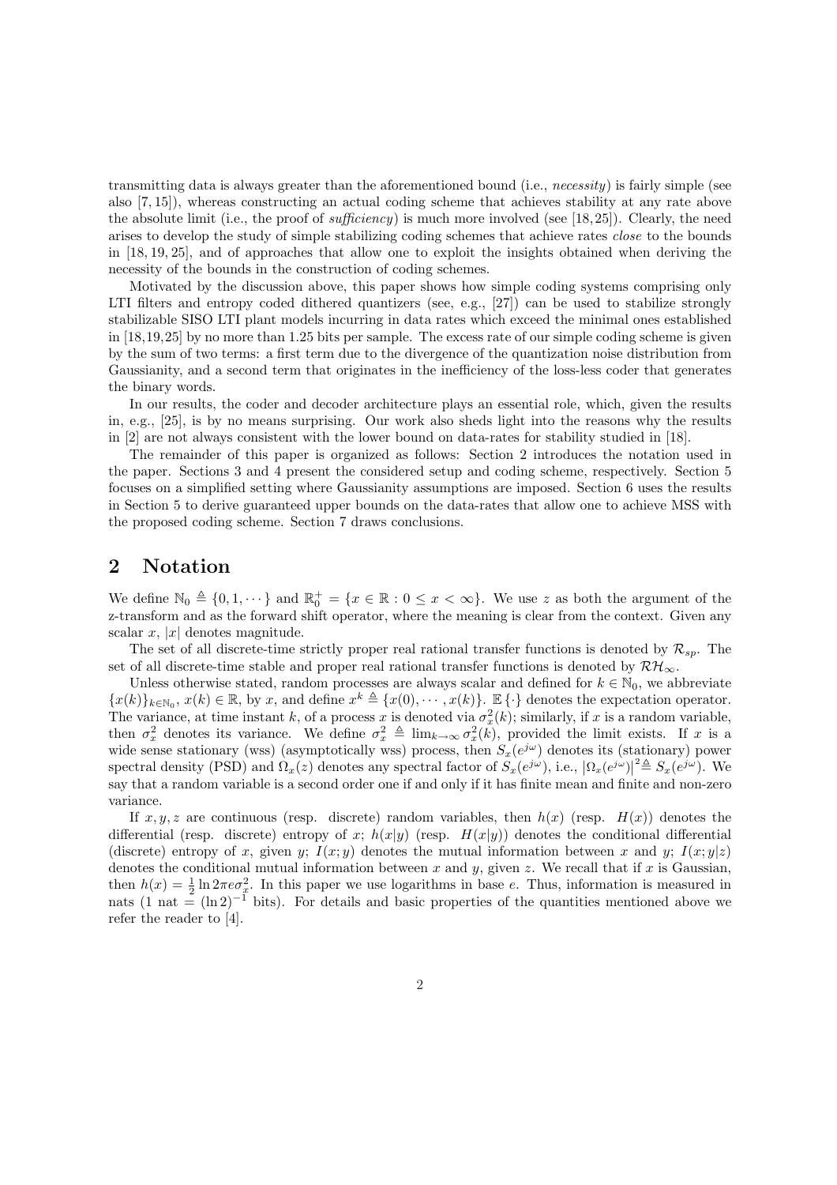transmitting data is always greater than the aforementioned bound (i.e., *necessity*) is fairly simple (see also [7, 15]), whereas constructing an actual coding scheme that achieves stability at any rate above the absolute limit (i.e., the proof of *sufficiency*) is much more involved (see [18, 25]). Clearly, the need arises to develop the study of simple stabilizing coding schemes that achieve rates *close* to the bounds in [18, 19, 25], and of approaches that allow one to exploit the insights obtained when deriving the necessity of the bounds in the construction of coding schemes.

Motivated by the discussion above, this paper shows how simple coding systems comprising only LTI filters and entropy coded dithered quantizers (see, e.g., [27]) can be used to stabilize strongly stabilizable SISO LTI plant models incurring in data rates which exceed the minimal ones established in [18, 19, 25] by no more than 1.25 bits per sample. The excess rate of our simple coding scheme is given by the sum of two terms: a first term due to the divergence of the quantization noise distribution from Gaussianity, and a second term that originates in the inefficiency of the loss-less coder that generates the binary words.

In our results, the coder and decoder architecture plays an essential role, which, given the results in, e.g., [25], is by no means surprising. Our work also sheds light into the reasons why the results in [2] are not always consistent with the lower bound on data-rates for stability studied in [18].

The remainder of this paper is organized as follows: Section 2 introduces the notation used in the paper. Sections 3 and 4 present the considered setup and coding scheme, respectively. Section 5 focuses on a simplified setting where Gaussianity assumptions are imposed. Section 6 uses the results in Section 5 to derive guaranteed upper bounds on the data-rates that allow one to achieve MSS with the proposed coding scheme. Section 7 draws conclusions.

## 2 Notation

We define $\mathbb{N}_0 \triangleq \{0, 1, \cdots\}$ and $\mathbb{R}_0^+ = \{x \in \mathbb{R} : 0 \leq x < \infty\}$. We use $z$ as both the argument of the z-transform and as the forward shift operator, where the meaning is clear from the context. Given any scalar $x$, $|x|$ denotes magnitude.

The set of all discrete-time strictly proper real rational transfer functions is denoted by $\mathcal{R}_{sp}$. The set of all discrete-time stable and proper real rational transfer functions is denoted by $\mathcal{RH}_\infty$.

Unless otherwise stated, random processes are always scalar and defined for $k \in \mathbb{N}_0$, we abbreviate $\{x(k)\}_{k\in\mathbb{N}_0}$, $x(k) \in \mathbb{R}$, by $x$, and define $x^k \triangleq \{x(0), \cdots, x(k)\}$. $\mathbb{E}\{\cdot\}$ denotes the expectation operator. The variance, at time instant $k$, of a process $x$ is denoted via $\sigma_x^2(k)$; similarly, if $x$ is a random variable, then $\sigma_x^2$ denotes its variance. We define $\sigma_x^2 \triangleq \lim_{k\to\infty} \sigma_x^2(k)$, provided the limit exists. If $x$ is a wide sense stationary (wss) (asymptotically wss) process, then $S_x(e^{j\omega})$ denotes its (stationary) power spectral density (PSD) and $\Omega_x(z)$ denotes any spectral factor of $S_x(e^{j\omega})$, i.e., $|\Omega_x(e^{j\omega})|^2 \triangleq S_x(e^{j\omega})$. We say that a random variable is a second order one if and only if it has finite mean and finite and non-zero variance.

If $x, y, z$ are continuous (resp. discrete) random variables, then $h(x)$ (resp. $H(x)$) denotes the differential (resp. discrete) entropy of $x$; $h(x|y)$ (resp. $H(x|y)$) denotes the conditional differential (discrete) entropy of $x$, given $y$; $I(x; y)$ denotes the mutual information between $x$ and $y$; $I(x; y|z)$ denotes the conditional mutual information between $x$ and $y$, given $z$. We recall that if $x$ is Gaussian, then $h(x) = \frac{1}{2} \ln 2\pi e \sigma_x^2$. In this paper we use logarithms in base $e$. Thus, information is measured in nats (1 nat $= (\ln 2)^{-1}$ bits). For details and basic properties of the quantities mentioned above we refer the reader to [4].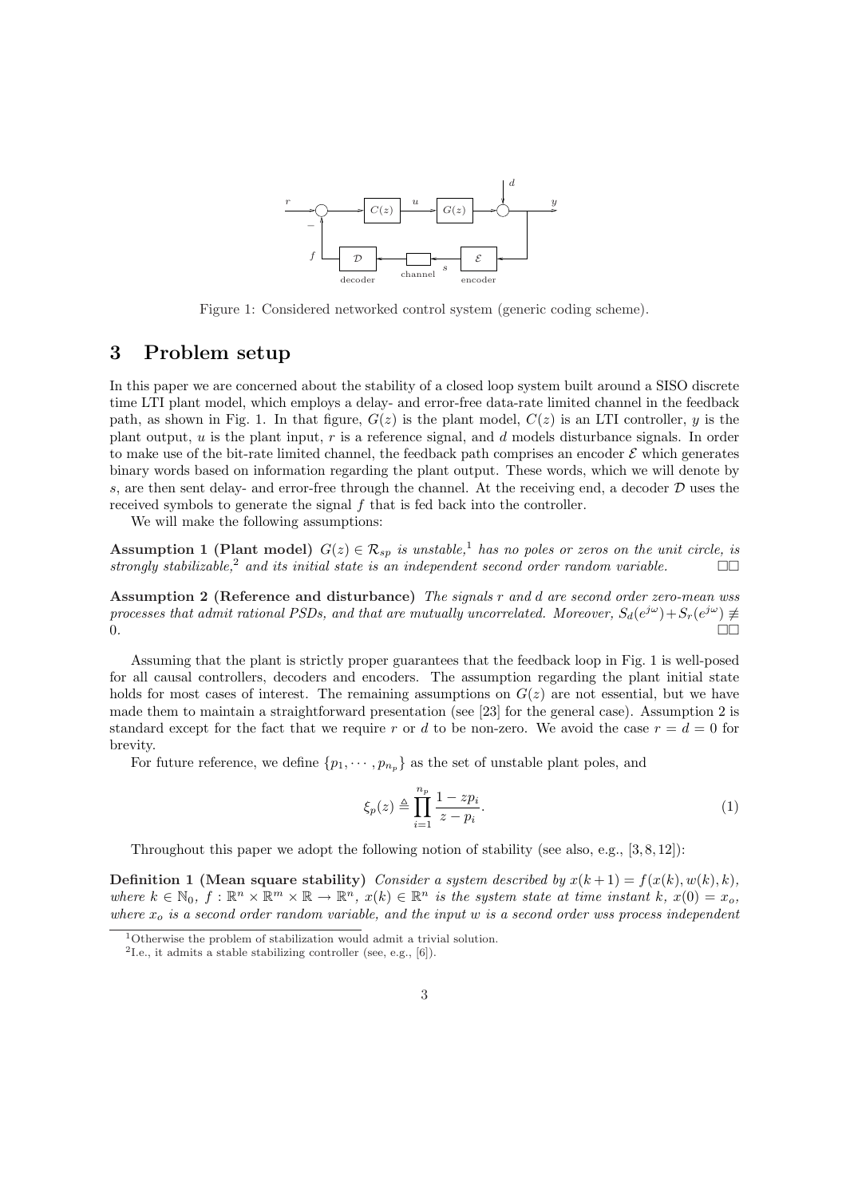r

−

C(z)

u

G(z)

d

y

f

$\mathcal{D}$

decoder

channel

s

$\mathcal{E}$

encoder

Figure 1: Considered networked control system (generic coding scheme).

## 3 Problem setup

In this paper we are concerned about the stability of a closed loop system built around a SISO discrete time LTI plant model, which employs a delay- and error-free data-rate limited channel in the feedback path, as shown in Fig. 1. In that figure, $G(z)$ is the plant model, $C(z)$ is an LTI controller, $y$ is the plant output, $u$ is the plant input, $r$ is a reference signal, and $d$ models disturbance signals. In order to make use of the bit-rate limited channel, the feedback path comprises an encoder $\mathcal{E}$ which generates binary words based on information regarding the plant output. These words, which we will denote by $s$, are then sent delay- and error-free through the channel. At the receiving end, a decoder $\mathcal{D}$ uses the received symbols to generate the signal $f$ that is fed back into the controller.

We will make the following assumptions:

**Assumption 1 (Plant model)** *$G(z) \in \mathcal{R}_{sp}$ is unstable,[1] has no poles or zeros on the unit circle, is strongly stabilizable,[2] and its initial state is an independent second order random variable.* □□

**Assumption 2 (Reference and disturbance)** *The signals $r$ and $d$ are second order zero-mean wss processes that admit rational PSDs, and that are mutually uncorrelated. Moreover, $S_d(e^{j\omega}) + S_r(e^{j\omega}) \not\equiv 0$.* □□

Assuming that the plant is strictly proper guarantees that the feedback loop in Fig. 1 is well-posed for all causal controllers, decoders and encoders. The assumption regarding the plant initial state holds for most cases of interest. The remaining assumptions on $G(z)$ are not essential, but we have made them to maintain a straightforward presentation (see [23] for the general case). Assumption 2 is standard except for the fact that we require $r$ or $d$ to be non-zero. We avoid the case $r = d = 0$ for brevity.

For future reference, we define $\{p_1, \cdots, p_{n_p}\}$ as the set of unstable plant poles, and

$$\xi_p(z) \triangleq \prod_{i=1}^{n_p} \frac{1 - zp_i}{z - p_i}. \tag{1}$$

Throughout this paper we adopt the following notion of stability (see also, e.g., [3, 8, 12]):

**Definition 1 (Mean square stability)** *Consider a system described by $x(k+1) = f(x(k), w(k), k)$, where $k \in \mathbb{N}_0$, $f : \mathbb{R}^n \times \mathbb{R}^m \times \mathbb{R} \to \mathbb{R}^n$, $x(k) \in \mathbb{R}^n$ is the system state at time instant $k$, $x(0) = x_o$, where $x_o$ is a second order random variable, and the input $w$ is a second order wss process independent*

[1] Otherwise the problem of stabilization would admit a trivial solution.

[2] I.e., it admits a stable stabilizing controller (see, e.g., [6]).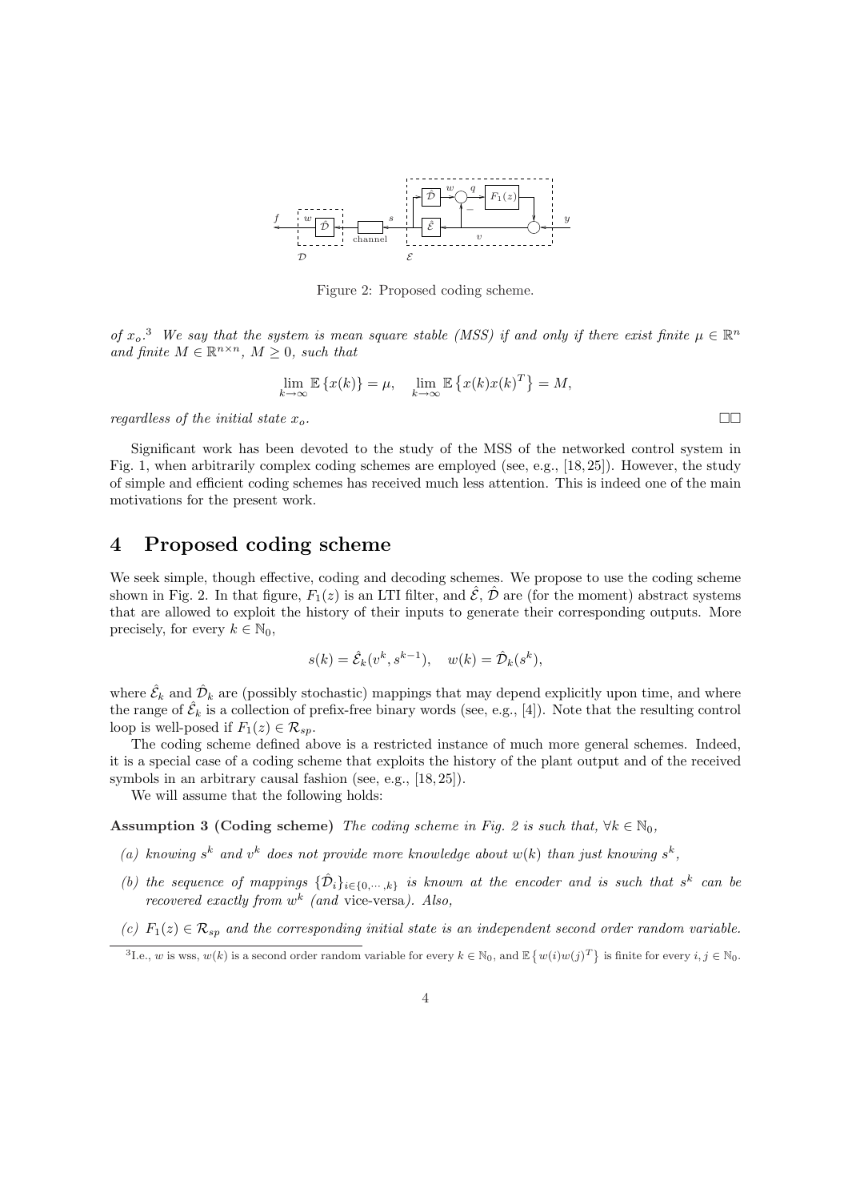f w $\mathcal{D}$ channel s $\hat{\mathcal{D}}$ w q $F_1(z)$ − $\hat{\mathcal{E}}$ v y $\mathcal{D}$ $\mathcal{E}$

Figure 2: Proposed coding scheme.

*of $x_o$.*[3] *We say that the system is mean square stable (MSS) if and only if there exist finite $\mu \in \mathbb{R}^n$ and finite $M \in \mathbb{R}^{n \times n}$, $M \geq 0$, such that*

$$\lim_{k\to\infty} \mathbb{E}\{x(k)\} = \mu, \quad \lim_{k\to\infty} \mathbb{E}\{x(k)x(k)^T\} = M,$$

*regardless of the initial state $x_o$.* □□

Significant work has been devoted to the study of the MSS of the networked control system in Fig. 1, when arbitrarily complex coding schemes are employed (see, e.g., [18, 25]). However, the study of simple and efficient coding schemes has received much less attention. This is indeed one of the main motivations for the present work.

## 4 Proposed coding scheme

We seek simple, though effective, coding and decoding schemes. We propose to use the coding scheme shown in Fig. 2. In that figure, $F_1(z)$ is an LTI filter, and $\hat{\mathcal{E}}$, $\hat{\mathcal{D}}$ are (for the moment) abstract systems that are allowed to exploit the history of their inputs to generate their corresponding outputs. More precisely, for every $k \in \mathbb{N}_0$,

$$s(k) = \hat{\mathcal{E}}_k(v^k, s^{k-1}), \quad w(k) = \hat{\mathcal{D}}_k(s^k),$$

where $\hat{\mathcal{E}}_k$ and $\hat{\mathcal{D}}_k$ are (possibly stochastic) mappings that may depend explicitly upon time, and where the range of $\hat{\mathcal{E}}_k$ is a collection of prefix-free binary words (see, e.g., [4]). Note that the resulting control loop is well-posed if $F_1(z) \in \mathcal{R}_{sp}$.

The coding scheme defined above is a restricted instance of much more general schemes. Indeed, it is a special case of a coding scheme that exploits the history of the plant output and of the received symbols in an arbitrary causal fashion (see, e.g., [18, 25]).

We will assume that the following holds:

**Assumption 3 (Coding scheme)** *The coding scheme in Fig. 2 is such that, $\forall k \in \mathbb{N}_0$,*

*(a) knowing $s^k$ and $v^k$ does not provide more knowledge about $w(k)$ than just knowing $s^k$,*

*(b) the sequence of mappings $\{\hat{\mathcal{D}}_i\}_{i \in \{0,\cdots,k\}}$ is known at the encoder and is such that $s^k$ can be recovered exactly from $w^k$ (and* vice-versa*). Also,*

*(c) $F_1(z) \in \mathcal{R}_{sp}$ and the corresponding initial state is an independent second order random variable.*

[3] I.e., $w$ is wss, $w(k)$ is a second order random variable for every $k \in \mathbb{N}_0$, and $\mathbb{E}\{w(i)w(j)^T\}$ is finite for every $i, j \in \mathbb{N}_0$.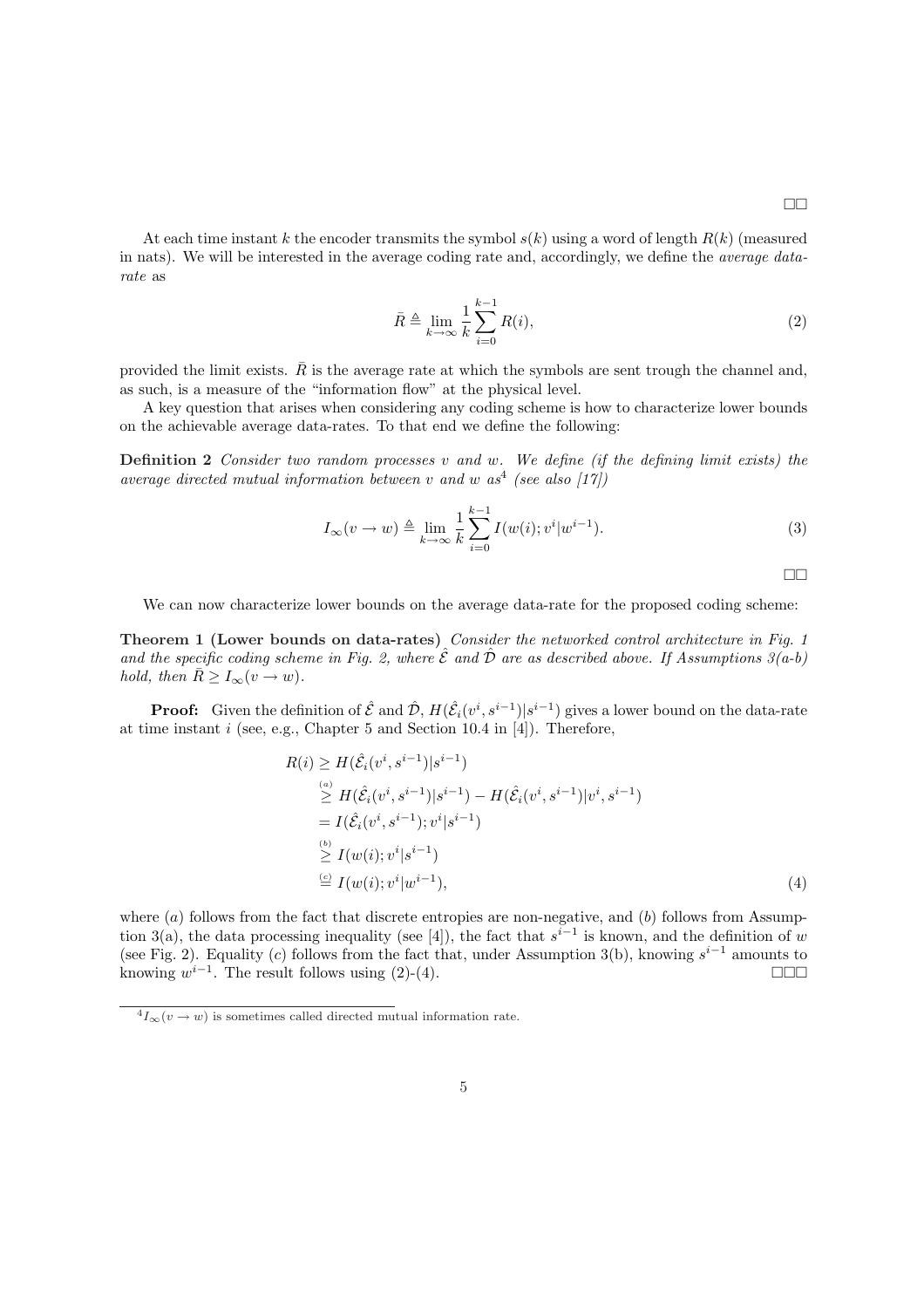□□

At each time instant $k$ the encoder transmits the symbol $s(k)$ using a word of length $R(k)$ (measured in nats). We will be interested in the average coding rate and, accordingly, we define the *average data-rate* as

$$\bar{R} \triangleq \lim_{k\to\infty} \frac{1}{k} \sum_{i=0}^{k-1} R(i), \tag{2}$$

provided the limit exists. $\bar{R}$ is the average rate at which the symbols are sent trough the channel and, as such, is a measure of the "information flow" at the physical level.

A key question that arises when considering any coding scheme is how to characterize lower bounds on the achievable average data-rates. To that end we define the following:

**Definition 2** *Consider two random processes $v$ and $w$. We define (if the defining limit exists) the average directed mutual information between $v$ and $w$ as*[4] *(see also [17])*

$$I_\infty(v \to w) \triangleq \lim_{k\to\infty} \frac{1}{k} \sum_{i=0}^{k-1} I(w(i); v^i | w^{i-1}). \tag{3}$$

□□

We can now characterize lower bounds on the average data-rate for the proposed coding scheme:

**Theorem 1 (Lower bounds on data-rates)** *Consider the networked control architecture in Fig. 1 and the specific coding scheme in Fig. 2, where $\hat{\mathcal{E}}$ and $\hat{\mathcal{D}}$ are as described above. If Assumptions 3(a-b) hold, then $\bar{R} \geq I_\infty(v \to w)$.*

**Proof:** Given the definition of $\hat{\mathcal{E}}$ and $\hat{\mathcal{D}}$, $H(\hat{\mathcal{E}}_i(v^i, s^{i-1})|s^{i-1})$ gives a lower bound on the data-rate at time instant $i$ (see, e.g., Chapter 5 and Section 10.4 in [4]). Therefore,

$$\begin{aligned}
R(i) &\geq H(\hat{\mathcal{E}}_i(v^i, s^{i-1})|s^{i-1}) \\
&\overset{(a)}{\geq} H(\hat{\mathcal{E}}_i(v^i, s^{i-1})|s^{i-1}) - H(\hat{\mathcal{E}}_i(v^i, s^{i-1})|v^i, s^{i-1}) \\
&= I(\hat{\mathcal{E}}_i(v^i, s^{i-1}); v^i | s^{i-1}) \\
&\overset{(b)}{\geq} I(w(i); v^i | s^{i-1}) \\
&\overset{(c)}{=} I(w(i); v^i | w^{i-1}),
\end{aligned} \tag{4}$$

where $(a)$ follows from the fact that discrete entropies are non-negative, and $(b)$ follows from Assumption 3(a), the data processing inequality (see [4]), the fact that $s^{i-1}$ is known, and the definition of $w$ (see Fig. 2). Equality $(c)$ follows from the fact that, under Assumption 3(b), knowing $s^{i-1}$ amounts to knowing $w^{i-1}$. The result follows using (2)-(4). □□□

[4] $I_\infty(v \to w)$ is sometimes called directed mutual information rate.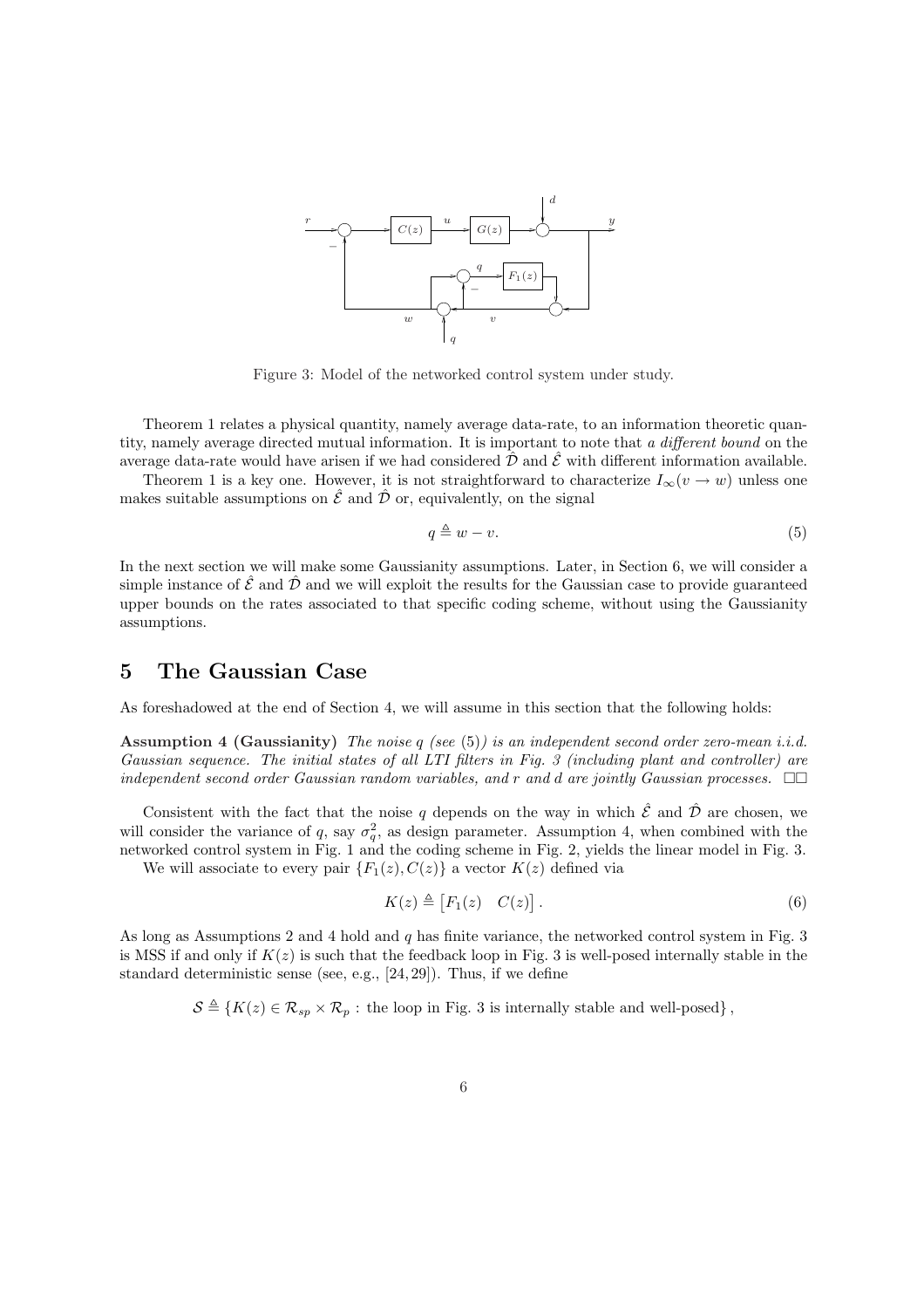r
$-$
$C(z)$
$u$
$G(z)$
$d$
$y$
$q$
$F_1(z)$
$-$
$w$
$v$
$q$

Figure 3: Model of the networked control system under study.

Theorem 1 relates a physical quantity, namely average data-rate, to an information theoretic quantity, namely average directed mutual information. It is important to note that *a different bound* on the average data-rate would have arisen if we had considered $\hat{\mathcal{D}}$ and $\hat{\mathcal{E}}$ with different information available.

Theorem 1 is a key one. However, it is not straightforward to characterize $I_\infty(v \to w)$ unless one makes suitable assumptions on $\hat{\mathcal{E}}$ and $\hat{\mathcal{D}}$ or, equivalently, on the signal

$$q \triangleq w - v. \tag{5}$$

In the next section we will make some Gaussianity assumptions. Later, in Section 6, we will consider a simple instance of $\hat{\mathcal{E}}$ and $\hat{\mathcal{D}}$ and we will exploit the results for the Gaussian case to provide guaranteed upper bounds on the rates associated to that specific coding scheme, without using the Gaussianity assumptions.

## 5 The Gaussian Case

As foreshadowed at the end of Section 4, we will assume in this section that the following holds:

**Assumption 4 (Gaussianity)** *The noise $q$ (see (5)) is an independent second order zero-mean i.i.d. Gaussian sequence. The initial states of all LTI filters in Fig. 3 (including plant and controller) are independent second order Gaussian random variables, and $r$ and $d$ are jointly Gaussian processes.* □□

Consistent with the fact that the noise $q$ depends on the way in which $\hat{\mathcal{E}}$ and $\hat{\mathcal{D}}$ are chosen, we will consider the variance of $q$, say $\sigma_q^2$, as design parameter. Assumption 4, when combined with the networked control system in Fig. 1 and the coding scheme in Fig. 2, yields the linear model in Fig. 3.

We will associate to every pair $\{F_1(z), C(z)\}$ a vector $K(z)$ defined via

$$K(z) \triangleq \begin{bmatrix} F_1(z) & C(z) \end{bmatrix}. \tag{6}$$

As long as Assumptions 2 and 4 hold and $q$ has finite variance, the networked control system in Fig. 3 is MSS if and only if $K(z)$ is such that the feedback loop in Fig. 3 is well-posed internally stable in the standard deterministic sense (see, e.g., [24, 29]). Thus, if we define

$$\mathcal{S} \triangleq \{K(z) \in \mathcal{R}_{sp} \times \mathcal{R}_p : \text{the loop in Fig. 3 is internally stable and well-posed}\},$$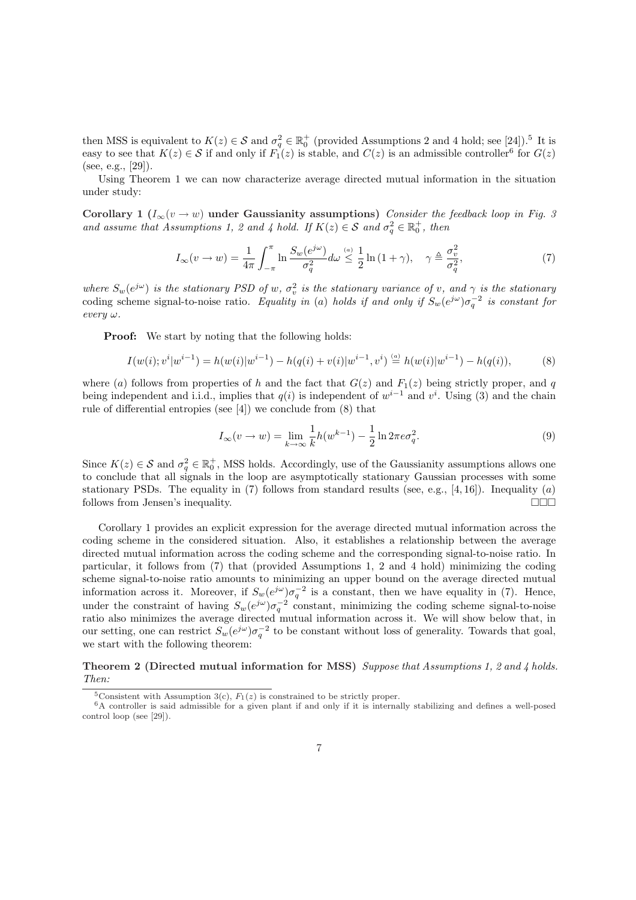then MSS is equivalent to $K(z) \in \mathcal{S}$ and $\sigma_q^2 \in \mathbb{R}_0^+$ (provided Assumptions 2 and 4 hold; see [24]).[5] It is easy to see that $K(z) \in \mathcal{S}$ if and only if $F_1(z)$ is stable, and $C(z)$ is an admissible controller[6] for $G(z)$ (see, e.g., [29]).

Using Theorem 1 we can now characterize average directed mutual information in the situation under study:

**Corollary 1 ($I_\infty(v \to w)$ under Gaussianity assumptions)** *Consider the feedback loop in Fig. 3 and assume that Assumptions 1, 2 and 4 hold. If $K(z) \in \mathcal{S}$ and $\sigma_q^2 \in \mathbb{R}_0^+$, then*

$$I_\infty(v \to w) = \frac{1}{4\pi} \int_{-\pi}^{\pi} \ln \frac{S_w(e^{j\omega})}{\sigma_q^2} d\omega \overset{(a)}{\leq} \frac{1}{2} \ln(1+\gamma), \quad \gamma \triangleq \frac{\sigma_v^2}{\sigma_q^2}, \tag{7}$$

*where $S_w(e^{j\omega})$ is the stationary PSD of $w$, $\sigma_v^2$ is the stationary variance of $v$, and $\gamma$ is the stationary* coding scheme signal-to-noise ratio. *Equality in $(a)$ holds if and only if $S_w(e^{j\omega})\sigma_q^{-2}$ is constant for every $\omega$.*

**Proof:** We start by noting that the following holds:

$$I(w(i); v^i | w^{i-1}) = h(w(i)|w^{i-1}) - h(q(i) + v(i)|w^{i-1}, v^i) \overset{(a)}{=} h(w(i)|w^{i-1}) - h(q(i)), \tag{8}$$

where $(a)$ follows from properties of $h$ and the fact that $G(z)$ and $F_1(z)$ being strictly proper, and $q$ being independent and i.i.d., implies that $q(i)$ is independent of $w^{i-1}$ and $v^i$. Using (3) and the chain rule of differential entropies (see [4]) we conclude from (8) that

$$I_\infty(v \to w) = \lim_{k \to \infty} \frac{1}{k} h(w^{k-1}) - \frac{1}{2} \ln 2\pi e \sigma_q^2. \tag{9}$$

Since $K(z) \in \mathcal{S}$ and $\sigma_q^2 \in \mathbb{R}_0^+$, MSS holds. Accordingly, use of the Gaussianity assumptions allows one to conclude that all signals in the loop are asymptotically stationary Gaussian processes with some stationary PSDs. The equality in (7) follows from standard results (see, e.g., [4, 16]). Inequality $(a)$ follows from Jensen's inequality. □□□

Corollary 1 provides an explicit expression for the average directed mutual information across the coding scheme in the considered situation. Also, it establishes a relationship between the average directed mutual information across the coding scheme and the corresponding signal-to-noise ratio. In particular, it follows from (7) that (provided Assumptions 1, 2 and 4 hold) minimizing the coding scheme signal-to-noise ratio amounts to minimizing an upper bound on the average directed mutual information across it. Moreover, if $S_w(e^{j\omega})\sigma_q^{-2}$ is a constant, then we have equality in (7). Hence, under the constraint of having $S_w(e^{j\omega})\sigma_q^{-2}$ constant, minimizing the coding scheme signal-to-noise ratio also minimizes the average directed mutual information across it. We will show below that, in our setting, one can restrict $S_w(e^{j\omega})\sigma_q^{-2}$ to be constant without loss of generality. Towards that goal, we start with the following theorem:

**Theorem 2 (Directed mutual information for MSS)** *Suppose that Assumptions 1, 2 and 4 holds. Then:*

[5] Consistent with Assumption 3(c), $F_1(z)$ is constrained to be strictly proper.

[6] A controller is said admissible for a given plant if and only if it is internally stabilizing and defines a well-posed control loop (see [29]).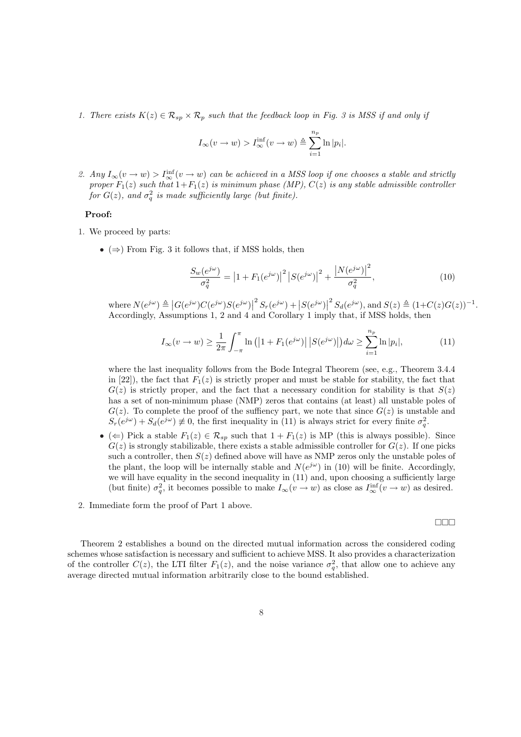1. *There exists $K(z) \in \mathcal{R}_{sp} \times \mathcal{R}_p$ such that the feedback loop in Fig. 3 is MSS if and only if*

$$I_\infty(v \to w) > I_\infty^{\inf}(v \to w) \triangleq \sum_{i=1}^{n_p} \ln |p_i|.$$

2. *Any $I_\infty(v \to w) > I_\infty^{\inf}(v \to w)$ can be achieved in a MSS loop if one chooses a stable and strictly proper $F_1(z)$ such that $1+F_1(z)$ is minimum phase (MP), $C(z)$ is any stable admissible controller for $G(z)$, and $\sigma_q^2$ is made sufficiently large (but finite).*

**Proof:**

1. We proceed by parts:

   - ($\Rightarrow$) From Fig. 3 it follows that, if MSS holds, then

$$\frac{S_w(e^{j\omega})}{\sigma_q^2} = \left|1 + F_1(e^{j\omega})\right|^2 \left|S(e^{j\omega})\right|^2 + \frac{\left|N(e^{j\omega})\right|^2}{\sigma_q^2}, \tag{10}$$

     where $N(e^{j\omega}) \triangleq \left|G(e^{j\omega})C(e^{j\omega})S(e^{j\omega})\right|^2 S_r(e^{j\omega}) + \left|S(e^{j\omega})\right|^2 S_d(e^{j\omega})$, and $S(z) \triangleq (1+C(z)G(z))^{-1}$. Accordingly, Assumptions 1, 2 and 4 and Corollary 1 imply that, if MSS holds, then

$$I_\infty(v \to w) \geq \frac{1}{2\pi} \int_{-\pi}^{\pi} \ln \left(\left|1 + F_1(e^{j\omega})\right| \left|S(e^{j\omega})\right|\right) d\omega \geq \sum_{i=1}^{n_p} \ln |p_i|, \tag{11}$$

     where the last inequality follows from the Bode Integral Theorem (see, e.g., Theorem 3.4.4 in [22]), the fact that $F_1(z)$ is strictly proper and must be stable for stability, the fact that $G(z)$ is strictly proper, and the fact that a necessary condition for stability is that $S(z)$ has a set of non-minimum phase (NMP) zeros that contains (at least) all unstable poles of $G(z)$. To complete the proof of the suffiency part, we note that since $G(z)$ is unstable and $S_r(e^{j\omega}) + S_d(e^{j\omega}) \not\equiv 0$, the first inequality in (11) is always strict for every finite $\sigma_q^2$.

   - ($\Leftarrow$) Pick a stable $F_1(z) \in \mathcal{R}_{sp}$ such that $1 + F_1(z)$ is MP (this is always possible). Since $G(z)$ is strongly stabilizable, there exists a stable admissible controller for $G(z)$. If one picks such a controller, then $S(z)$ defined above will have as NMP zeros only the unstable poles of the plant, the loop will be internally stable and $N(e^{j\omega})$ in (10) will be finite. Accordingly, we will have equality in the second inequality in (11) and, upon choosing a sufficiently large (but finite) $\sigma_q^2$, it becomes possible to make $I_\infty(v \to w)$ as close as $I_\infty^{\inf}(v \to w)$ as desired.

2. Immediate form the proof of Part 1 above.

$\square\square\square$

Theorem 2 establishes a bound on the directed mutual information across the considered coding schemes whose satisfaction is necessary and sufficient to achieve MSS. It also provides a characterization of the controller $C(z)$, the LTI filter $F_1(z)$, and the noise variance $\sigma_q^2$, that allow one to achieve any average directed mutual information arbitrarily close to the bound established.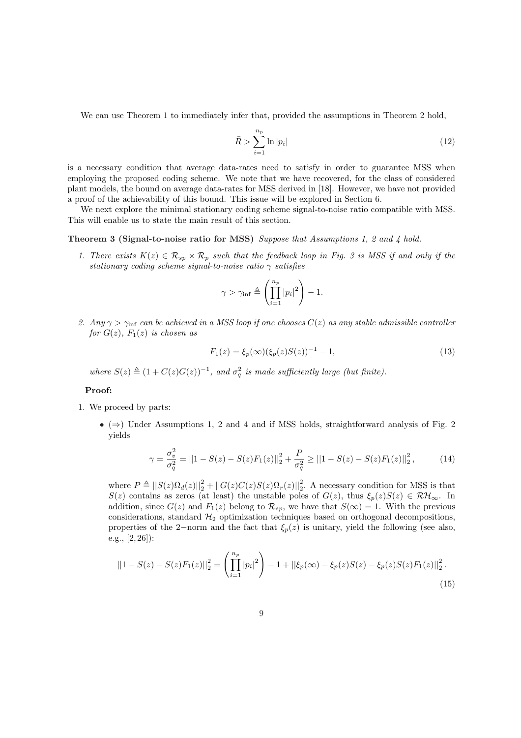We can use Theorem 1 to immediately infer that, provided the assumptions in Theorem 2 hold,

$$\bar{R} > \sum_{i=1}^{n_p} \ln |p_i| \tag{12}$$

is a necessary condition that average data-rates need to satisfy in order to guarantee MSS when employing the proposed coding scheme. We note that we have recovered, for the class of considered plant models, the bound on average data-rates for MSS derived in [18]. However, we have not provided a proof of the achievability of this bound. This issue will be explored in Section 6.

We next explore the minimal stationary coding scheme signal-to-noise ratio compatible with MSS. This will enable us to state the main result of this section.

**Theorem 3 (Signal-to-noise ratio for MSS)** *Suppose that Assumptions 1, 2 and 4 hold.*

1. *There exists $K(z) \in \mathcal{R}_{sp} \times \mathcal{R}_p$ such that the feedback loop in Fig. 3 is MSS if and only if the stationary coding scheme signal-to-noise ratio $\gamma$ satisfies*

$$\gamma > \gamma_{\inf} \triangleq \left( \prod_{i=1}^{n_p} |p_i|^2 \right) - 1.$$

2. *Any $\gamma > \gamma_{\inf}$ can be achieved in a MSS loop if one chooses $C(z)$ as any stable admissible controller for $G(z)$, $F_1(z)$ is chosen as*

$$F_1(z) = \xi_p(\infty)(\xi_p(z)S(z))^{-1} - 1, \tag{13}$$

*where $S(z) \triangleq (1 + C(z)G(z))^{-1}$, and $\sigma_q^2$ is made sufficiently large (but finite).*

**Proof:**

1. We proceed by parts:

   - ($\Rightarrow$) Under Assumptions 1, 2 and 4 and if MSS holds, straightforward analysis of Fig. 2 yields

$$\gamma = \frac{\sigma_v^2}{\sigma_q^2} = ||1 - S(z) - S(z)F_1(z)||_2^2 + \frac{P}{\sigma_q^2} \geq ||1 - S(z) - S(z)F_1(z)||_2^2, \tag{14}$$

   where $P \triangleq ||S(z)\Omega_d(z)||_2^2 + ||G(z)C(z)S(z)\Omega_r(z)||_2^2$. A necessary condition for MSS is that $S(z)$ contains as zeros (at least) the unstable poles of $G(z)$, thus $\xi_p(z)S(z) \in \mathcal{RH}_\infty$. In addition, since $G(z)$ and $F_1(z)$ belong to $\mathcal{R}_{sp}$, we have that $S(\infty) = 1$. With the previous considerations, standard $\mathcal{H}_2$ optimization techniques based on orthogonal decompositions, properties of the 2−norm and the fact that $\xi_p(z)$ is unitary, yield the following (see also, e.g., [2, 26]):

$$||1 - S(z) - S(z)F_1(z)||_2^2 = \left( \prod_{i=1}^{n_p} |p_i|^2 \right) - 1 + ||\xi_p(\infty) - \xi_p(z)S(z) - \xi_p(z)S(z)F_1(z)||_2^2. \tag{15}$$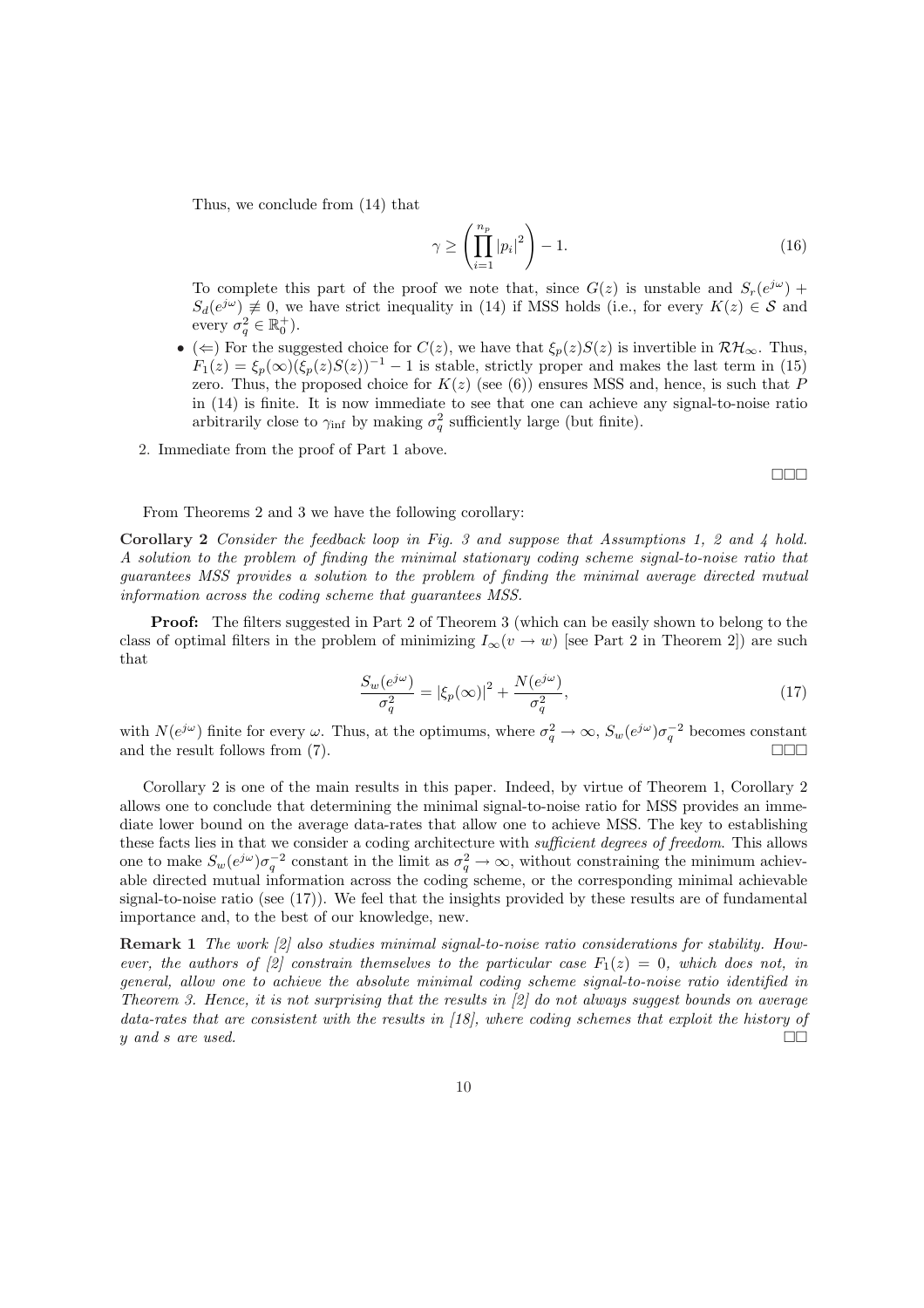Thus, we conclude from (14) that

$$\gamma \geq \left( \prod_{i=1}^{n_p} |p_i|^2 \right) - 1. \tag{16}$$

To complete this part of the proof we note that, since $G(z)$ is unstable and $S_r(e^{j\omega}) + S_d(e^{j\omega}) \not\equiv 0$, we have strict inequality in (14) if MSS holds (i.e., for every $K(z) \in \mathcal{S}$ and every $\sigma_q^2 \in \mathbb{R}_0^+$).

- ($\Leftarrow$) For the suggested choice for $C(z)$, we have that $\xi_p(z)S(z)$ is invertible in $\mathcal{RH}_\infty$. Thus, $F_1(z) = \xi_p(\infty)(\xi_p(z)S(z))^{-1} - 1$ is stable, strictly proper and makes the last term in (15) zero. Thus, the proposed choice for $K(z)$ (see (6)) ensures MSS and, hence, is such that $P$ in (14) is finite. It is now immediate to see that one can achieve any signal-to-noise ratio arbitrarily close to $\gamma_{\inf}$ by making $\sigma_q^2$ sufficiently large (but finite).

2. Immediate from the proof of Part 1 above.

□□□

From Theorems 2 and 3 we have the following corollary:

**Corollary 2** *Consider the feedback loop in Fig. 3 and suppose that Assumptions 1, 2 and 4 hold. A solution to the problem of finding the minimal stationary coding scheme signal-to-noise ratio that guarantees MSS provides a solution to the problem of finding the minimal average directed mutual information across the coding scheme that guarantees MSS.*

**Proof:** The filters suggested in Part 2 of Theorem 3 (which can be easily shown to belong to the class of optimal filters in the problem of minimizing $I_\infty(v \to w)$ [see Part 2 in Theorem 2]) are such that

$$\frac{S_w(e^{j\omega})}{\sigma_q^2} = |\xi_p(\infty)|^2 + \frac{N(e^{j\omega})}{\sigma_q^2}, \tag{17}$$

with $N(e^{j\omega})$ finite for every $\omega$. Thus, at the optimums, where $\sigma_q^2 \to \infty$, $S_w(e^{j\omega})\sigma_q^{-2}$ becomes constant and the result follows from (7). □□□

Corollary 2 is one of the main results in this paper. Indeed, by virtue of Theorem 1, Corollary 2 allows one to conclude that determining the minimal signal-to-noise ratio for MSS provides an immediate lower bound on the average data-rates that allow one to achieve MSS. The key to establishing these facts lies in that we consider a coding architecture with *sufficient degrees of freedom*. This allows one to make $S_w(e^{j\omega})\sigma_q^{-2}$ constant in the limit as $\sigma_q^2 \to \infty$, without constraining the minimum achievable directed mutual information across the coding scheme, or the corresponding minimal achievable signal-to-noise ratio (see (17)). We feel that the insights provided by these results are of fundamental importance and, to the best of our knowledge, new.

**Remark 1** *The work [2] also studies minimal signal-to-noise ratio considerations for stability. However, the authors of [2] constrain themselves to the particular case $F_1(z) = 0$, which does not, in general, allow one to achieve the absolute minimal coding scheme signal-to-noise ratio identified in Theorem 3. Hence, it is not surprising that the results in [2] do not always suggest bounds on average data-rates that are consistent with the results in [18], where coding schemes that exploit the history of $y$ and $s$ are used.* □□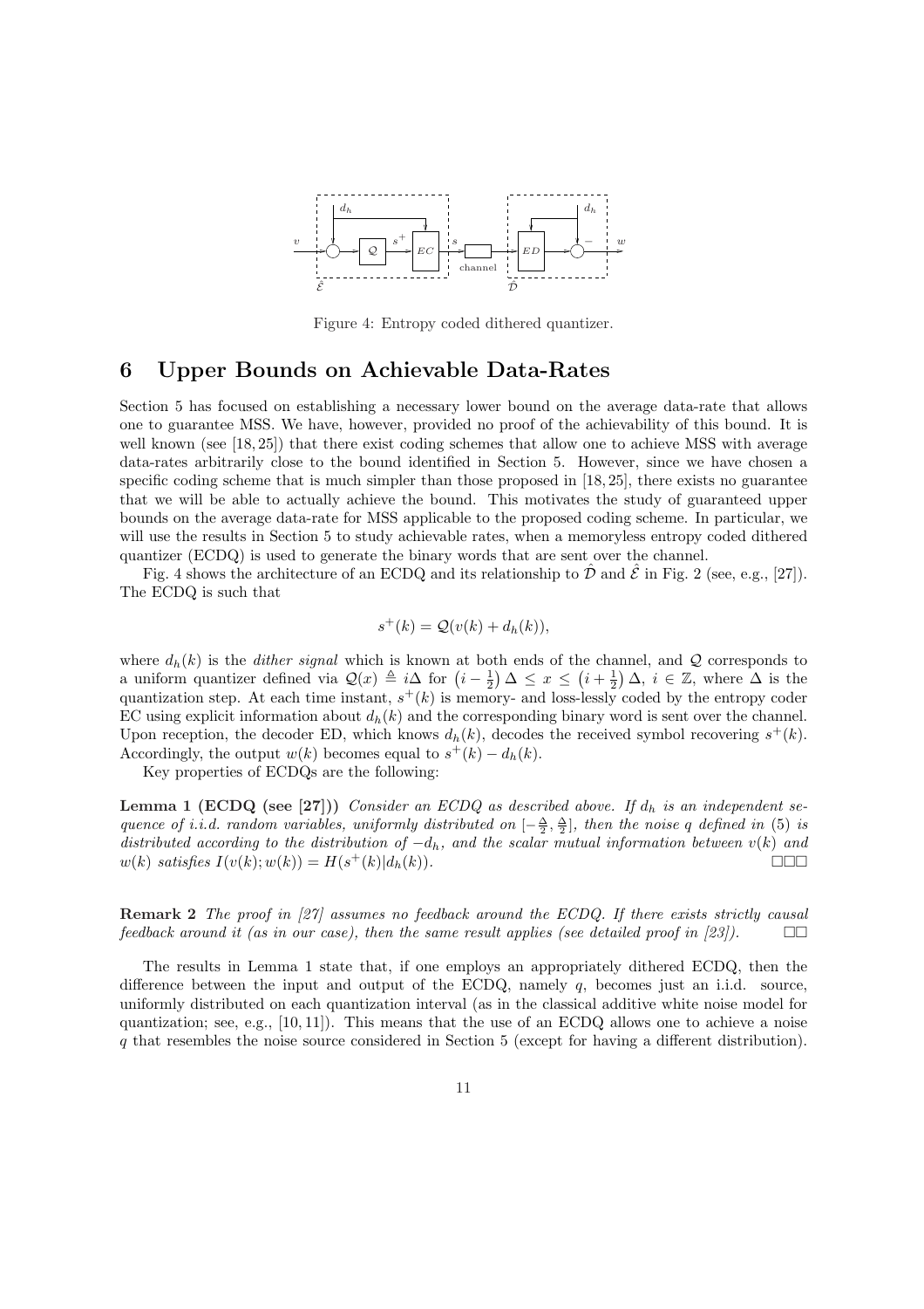$d_h$

$d_h$

$v$

$\mathcal{Q}$

$s^+$

$EC$

$s$

channel

$ED$

$-$

$w$

$\hat{\mathcal{E}}$

$\hat{\mathcal{D}}$

Figure 4: Entropy coded dithered quantizer.

## 6 Upper Bounds on Achievable Data-Rates

Section 5 has focused on establishing a necessary lower bound on the average data-rate that allows one to guarantee MSS. We have, however, provided no proof of the achievability of this bound. It is well known (see [18, 25]) that there exist coding schemes that allow one to achieve MSS with average data-rates arbitrarily close to the bound identified in Section 5. However, since we have chosen a specific coding scheme that is much simpler than those proposed in [18, 25], there exists no guarantee that we will be able to actually achieve the bound. This motivates the study of guaranteed upper bounds on the average data-rate for MSS applicable to the proposed coding scheme. In particular, we will use the results in Section 5 to study achievable rates, when a memoryless entropy coded dithered quantizer (ECDQ) is used to generate the binary words that are sent over the channel.

Fig. 4 shows the architecture of an ECDQ and its relationship to $\hat{\mathcal{D}}$ and $\hat{\mathcal{E}}$ in Fig. 2 (see, e.g., [27]). The ECDQ is such that

$$s^+(k) = \mathcal{Q}(v(k) + d_h(k)),$$

where $d_h(k)$ is the *dither signal* which is known at both ends of the channel, and $\mathcal{Q}$ corresponds to a uniform quantizer defined via $\mathcal{Q}(x) \triangleq i\Delta$ for $\left(i - \frac{1}{2}\right)\Delta \leq x \leq \left(i + \frac{1}{2}\right)\Delta$, $i \in \mathbb{Z}$, where $\Delta$ is the quantization step. At each time instant, $s^+(k)$ is memory- and loss-lessly coded by the entropy coder EC using explicit information about $d_h(k)$ and the corresponding binary word is sent over the channel. Upon reception, the decoder ED, which knows $d_h(k)$, decodes the received symbol recovering $s^+(k)$. Accordingly, the output $w(k)$ becomes equal to $s^+(k) - d_h(k)$.

Key properties of ECDQs are the following:

**Lemma 1 (ECDQ (see [27]))** *Consider an ECDQ as described above. If $d_h$ is an independent sequence of i.i.d. random variables, uniformly distributed on $[-\frac{\Delta}{2}, \frac{\Delta}{2}]$, then the noise $q$ defined in (5) is distributed according to the distribution of $-d_h$, and the scalar mutual information between $v(k)$ and $w(k)$ satisfies $I(v(k); w(k)) = H(s^+(k)|d_h(k))$.* □□□

**Remark 2** *The proof in [27] assumes no feedback around the ECDQ. If there exists strictly causal feedback around it (as in our case), then the same result applies (see detailed proof in [23]).* □□

The results in Lemma 1 state that, if one employs an appropriately dithered ECDQ, then the difference between the input and output of the ECDQ, namely $q$, becomes just an i.i.d. source, uniformly distributed on each quantization interval (as in the classical additive white noise model for quantization; see, e.g., [10, 11]). This means that the use of an ECDQ allows one to achieve a noise $q$ that resembles the noise source considered in Section 5 (except for having a different distribution).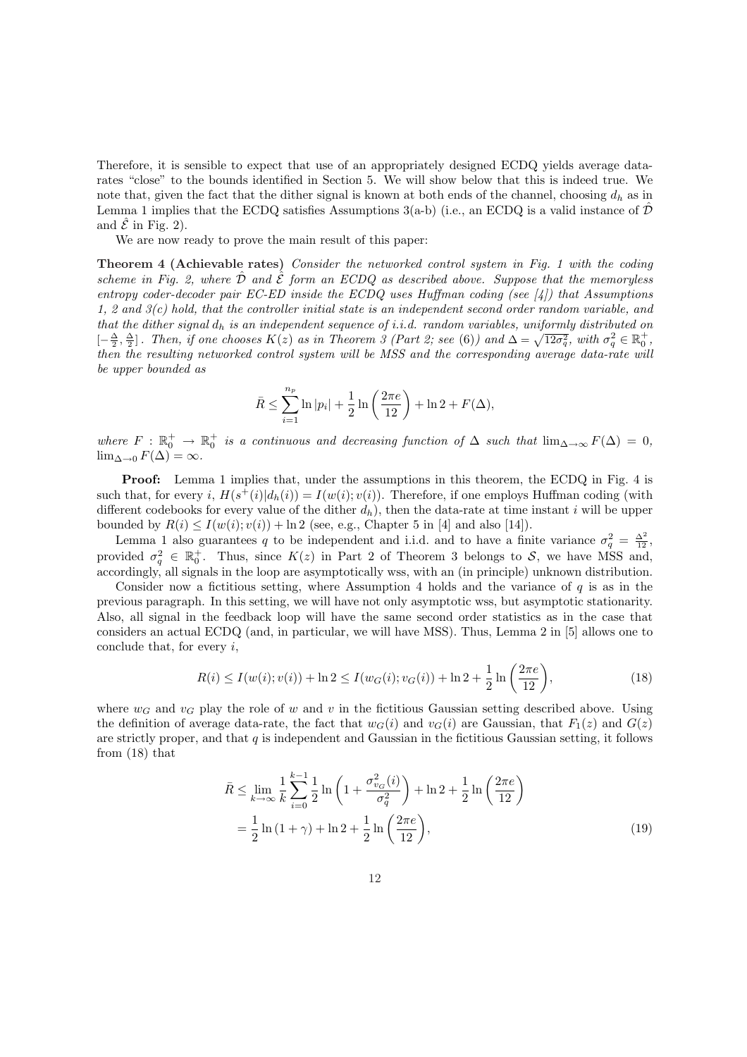Therefore, it is sensible to expect that use of an appropriately designed ECDQ yields average data-rates "close" to the bounds identified in Section 5. We will show below that this is indeed true. We note that, given the fact that the dither signal is known at both ends of the channel, choosing $d_h$ as in Lemma 1 implies that the ECDQ satisfies Assumptions 3(a-b) (i.e., an ECDQ is a valid instance of $\hat{\mathcal{D}}$ and $\hat{\mathcal{E}}$ in Fig. 2).

We are now ready to prove the main result of this paper:

**Theorem 4 (Achievable rates)** *Consider the networked control system in Fig. 1 with the coding scheme in Fig. 2, where $\hat{\mathcal{D}}$ and $\hat{\mathcal{E}}$ form an ECDQ as described above. Suppose that the memoryless entropy coder-decoder pair EC-ED inside the ECDQ uses Huffman coding (see [4]) that Assumptions 1, 2 and 3(c) hold, that the controller initial state is an independent second order random variable, and that the dither signal $d_h$ is an independent sequence of i.i.d. random variables, uniformly distributed on $[-\frac{\Delta}{2}, \frac{\Delta}{2}]$. Then, if one chooses $K(z)$ as in Theorem 3 (Part 2; see (6)) and $\Delta = \sqrt{12\sigma_q^2}$, with $\sigma_q^2 \in \mathbb{R}_0^+$, then the resulting networked control system will be MSS and the corresponding average data-rate will be upper bounded as*

$$\bar{R} \leq \sum_{i=1}^{n_p} \ln |p_i| + \frac{1}{2} \ln \left( \frac{2\pi e}{12} \right) + \ln 2 + F(\Delta),$$

*where $F : \mathbb{R}_0^+ \to \mathbb{R}_0^+$ is a continuous and decreasing function of $\Delta$ such that $\lim_{\Delta \to \infty} F(\Delta) = 0$, $\lim_{\Delta \to 0} F(\Delta) = \infty$.*

**Proof:** Lemma 1 implies that, under the assumptions in this theorem, the ECDQ in Fig. 4 is such that, for every $i$, $H(s^+(i)|d_h(i)) = I(w(i); v(i))$. Therefore, if one employs Huffman coding (with different codebooks for every value of the dither $d_h$), then the data-rate at time instant $i$ will be upper bounded by $R(i) \leq I(w(i); v(i)) + \ln 2$ (see, e.g., Chapter 5 in [4] and also [14]).

Lemma 1 also guarantees $q$ to be independent and i.i.d. and to have a finite variance $\sigma_q^2 = \frac{\Delta^2}{12}$, provided $\sigma_q^2 \in \mathbb{R}_0^+$. Thus, since $K(z)$ in Part 2 of Theorem 3 belongs to $\mathcal{S}$, we have MSS and, accordingly, all signals in the loop are asymptotically wss, with an (in principle) unknown distribution.

Consider now a fictitious setting, where Assumption 4 holds and the variance of $q$ is as in the previous paragraph. In this setting, we will have not only asymptotic wss, but asymptotic stationarity. Also, all signal in the feedback loop will have the same second order statistics as in the case that considers an actual ECDQ (and, in particular, we will have MSS). Thus, Lemma 2 in [5] allows one to conclude that, for every $i$,

$$R(i) \leq I(w(i); v(i)) + \ln 2 \leq I(w_G(i); v_G(i)) + \ln 2 + \frac{1}{2} \ln \left( \frac{2\pi e}{12} \right), \tag{18}$$

where $w_G$ and $v_G$ play the role of $w$ and $v$ in the fictitious Gaussian setting described above. Using the definition of average data-rate, the fact that $w_G(i)$ and $v_G(i)$ are Gaussian, that $F_1(z)$ and $G(z)$ are strictly proper, and that $q$ is independent and Gaussian in the fictitious Gaussian setting, it follows from (18) that

$$\begin{aligned}
\bar{R} &\leq \lim_{k \to \infty} \frac{1}{k} \sum_{i=0}^{k-1} \frac{1}{2} \ln \left( 1 + \frac{\sigma_{v_G}^2(i)}{\sigma_q^2} \right) + \ln 2 + \frac{1}{2} \ln \left( \frac{2\pi e}{12} \right) \\
&= \frac{1}{2} \ln (1 + \gamma) + \ln 2 + \frac{1}{2} \ln \left( \frac{2\pi e}{12} \right),
\end{aligned} \tag{19}$$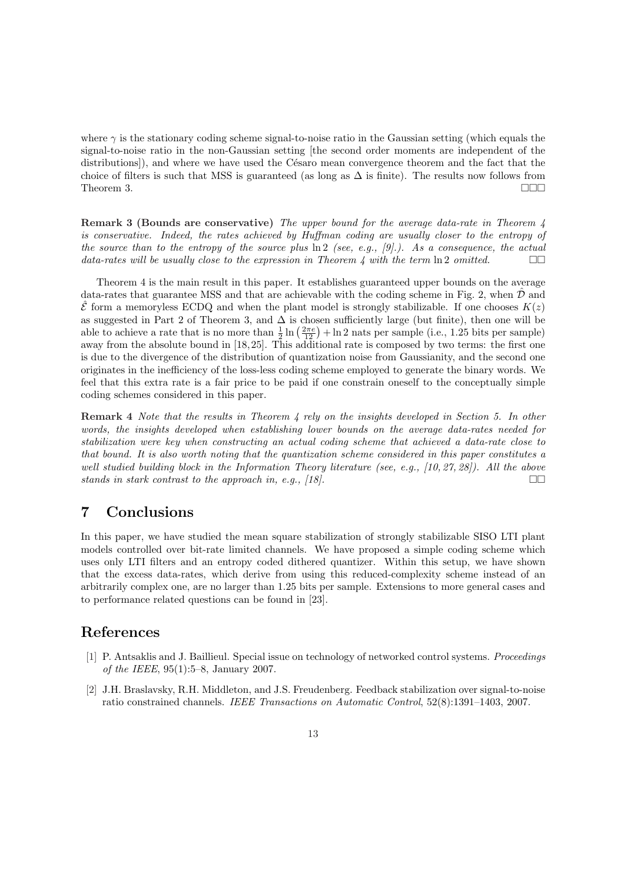where $\gamma$ is the stationary coding scheme signal-to-noise ratio in the Gaussian setting (which equals the signal-to-noise ratio in the non-Gaussian setting [the second order moments are independent of the distributions]), and where we have used the Césaro mean convergence theorem and the fact that the choice of filters is such that MSS is guaranteed (as long as $\Delta$ is finite). The results now follows from Theorem 3. $\square\square\square$

**Remark 3 (Bounds are conservative)** *The upper bound for the average data-rate in Theorem 4 is conservative. Indeed, the rates achieved by Huffman coding are usually closer to the entropy of the source than to the entropy of the source plus* $\ln 2$ *(see, e.g., [9].). As a consequence, the actual data-rates will be usually close to the expression in Theorem 4 with the term* $\ln 2$ *omitted.* $\square\square$

Theorem 4 is the main result in this paper. It establishes guaranteed upper bounds on the average data-rates that guarantee MSS and that are achievable with the coding scheme in Fig. 2, when $\hat{\mathcal{D}}$ and $\hat{\mathcal{E}}$ form a memoryless ECDQ and when the plant model is strongly stabilizable. If one chooses $K(z)$ as suggested in Part 2 of Theorem 3, and $\Delta$ is chosen sufficiently large (but finite), then one will be able to achieve a rate that is no more than $\frac{1}{2}\ln\left(\frac{2\pi e}{12}\right) + \ln 2$ nats per sample (i.e., 1.25 bits per sample) away from the absolute bound in [18, 25]. This additional rate is composed by two terms: the first one is due to the divergence of the distribution of quantization noise from Gaussianity, and the second one originates in the inefficiency of the loss-less coding scheme employed to generate the binary words. We feel that this extra rate is a fair price to be paid if one constrain oneself to the conceptually simple coding schemes considered in this paper.

**Remark 4** *Note that the results in Theorem 4 rely on the insights developed in Section 5. In other words, the insights developed when establishing lower bounds on the average data-rates needed for stabilization were key when constructing an actual coding scheme that achieved a data-rate close to that bound. It is also worth noting that the quantization scheme considered in this paper constitutes a well studied building block in the Information Theory literature (see, e.g., [10, 27, 28]). All the above stands in stark contrast to the approach in, e.g., [18].* $\square\square$

# 7 Conclusions

In this paper, we have studied the mean square stabilization of strongly stabilizable SISO LTI plant models controlled over bit-rate limited channels. We have proposed a simple coding scheme which uses only LTI filters and an entropy coded dithered quantizer. Within this setup, we have shown that the excess data-rates, which derive from using this reduced-complexity scheme instead of an arbitrarily complex one, are no larger than 1.25 bits per sample. Extensions to more general cases and to performance related questions can be found in [23].

# References

[1] P. Antsaklis and J. Baillieul. Special issue on technology of networked control systems. *Proceedings of the IEEE*, 95(1):5–8, January 2007.

[2] J.H. Braslavsky, R.H. Middleton, and J.S. Freudenberg. Feedback stabilization over signal-to-noise ratio constrained channels. *IEEE Transactions on Automatic Control*, 52(8):1391–1403, 2007.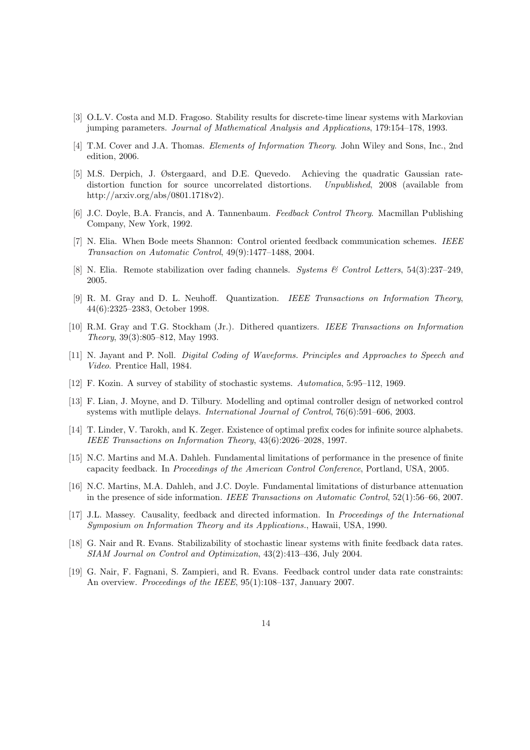[3] O.L.V. Costa and M.D. Fragoso. Stability results for discrete-time linear systems with Markovian jumping parameters. *Journal of Mathematical Analysis and Applications*, 179:154–178, 1993.

[4] T.M. Cover and J.A. Thomas. *Elements of Information Theory*. John Wiley and Sons, Inc., 2nd edition, 2006.

[5] M.S. Derpich, J. Østergaard, and D.E. Quevedo. Achieving the quadratic Gaussian rate-distortion function for source uncorrelated distortions. *Unpublished*, 2008 (available from http://arxiv.org/abs/0801.1718v2).

[6] J.C. Doyle, B.A. Francis, and A. Tannenbaum. *Feedback Control Theory*. Macmillan Publishing Company, New York, 1992.

[7] N. Elia. When Bode meets Shannon: Control oriented feedback communication schemes. *IEEE Transaction on Automatic Control*, 49(9):1477–1488, 2004.

[8] N. Elia. Remote stabilization over fading channels. *Systems & Control Letters*, 54(3):237–249, 2005.

[9] R. M. Gray and D. L. Neuhoff. Quantization. *IEEE Transactions on Information Theory*, 44(6):2325–2383, October 1998.

[10] R.M. Gray and T.G. Stockham (Jr.). Dithered quantizers. *IEEE Transactions on Information Theory*, 39(3):805–812, May 1993.

[11] N. Jayant and P. Noll. *Digital Coding of Waveforms. Principles and Approaches to Speech and Video*. Prentice Hall, 1984.

[12] F. Kozin. A survey of stability of stochastic systems. *Automatica*, 5:95–112, 1969.

[13] F. Lian, J. Moyne, and D. Tilbury. Modelling and optimal controller design of networked control systems with mutliple delays. *International Journal of Control*, 76(6):591–606, 2003.

[14] T. Linder, V. Tarokh, and K. Zeger. Existence of optimal prefix codes for infinite source alphabets. *IEEE Transactions on Information Theory*, 43(6):2026–2028, 1997.

[15] N.C. Martins and M.A. Dahleh. Fundamental limitations of performance in the presence of finite capacity feedback. In *Proceedings of the American Control Conference*, Portland, USA, 2005.

[16] N.C. Martins, M.A. Dahleh, and J.C. Doyle. Fundamental limitations of disturbance attenuation in the presence of side information. *IEEE Transactions on Automatic Control*, 52(1):56–66, 2007.

[17] J.L. Massey. Causality, feedback and directed information. In *Proceedings of the International Symposium on Information Theory and its Applications.*, Hawaii, USA, 1990.

[18] G. Nair and R. Evans. Stabilizability of stochastic linear systems with finite feedback data rates. *SIAM Journal on Control and Optimization*, 43(2):413–436, July 2004.

[19] G. Nair, F. Fagnani, S. Zampieri, and R. Evans. Feedback control under data rate constraints: An overview. *Proceedings of the IEEE*, 95(1):108–137, January 2007.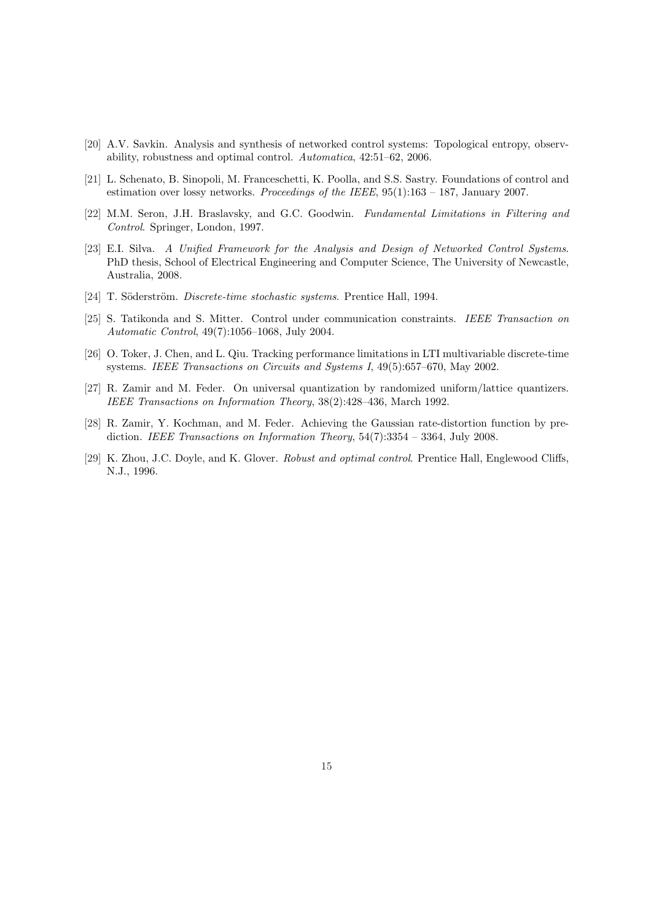[20] A.V. Savkin. Analysis and synthesis of networked control systems: Topological entropy, observability, robustness and optimal control. *Automatica*, 42:51–62, 2006.

[21] L. Schenato, B. Sinopoli, M. Franceschetti, K. Poolla, and S.S. Sastry. Foundations of control and estimation over lossy networks. *Proceedings of the IEEE*, 95(1):163 – 187, January 2007.

[22] M.M. Seron, J.H. Braslavsky, and G.C. Goodwin. *Fundamental Limitations in Filtering and Control*. Springer, London, 1997.

[23] E.I. Silva. *A Unified Framework for the Analysis and Design of Networked Control Systems*. PhD thesis, School of Electrical Engineering and Computer Science, The University of Newcastle, Australia, 2008.

[24] T. Söderström. *Discrete-time stochastic systems*. Prentice Hall, 1994.

[25] S. Tatikonda and S. Mitter. Control under communication constraints. *IEEE Transaction on Automatic Control*, 49(7):1056–1068, July 2004.

[26] O. Toker, J. Chen, and L. Qiu. Tracking performance limitations in LTI multivariable discrete-time systems. *IEEE Transactions on Circuits and Systems I*, 49(5):657–670, May 2002.

[27] R. Zamir and M. Feder. On universal quantization by randomized uniform/lattice quantizers. *IEEE Transactions on Information Theory*, 38(2):428–436, March 1992.

[28] R. Zamir, Y. Kochman, and M. Feder. Achieving the Gaussian rate-distortion function by prediction. *IEEE Transactions on Information Theory*, 54(7):3354 – 3364, July 2008.

[29] K. Zhou, J.C. Doyle, and K. Glover. *Robust and optimal control*. Prentice Hall, Englewood Cliffs, N.J., 1996.